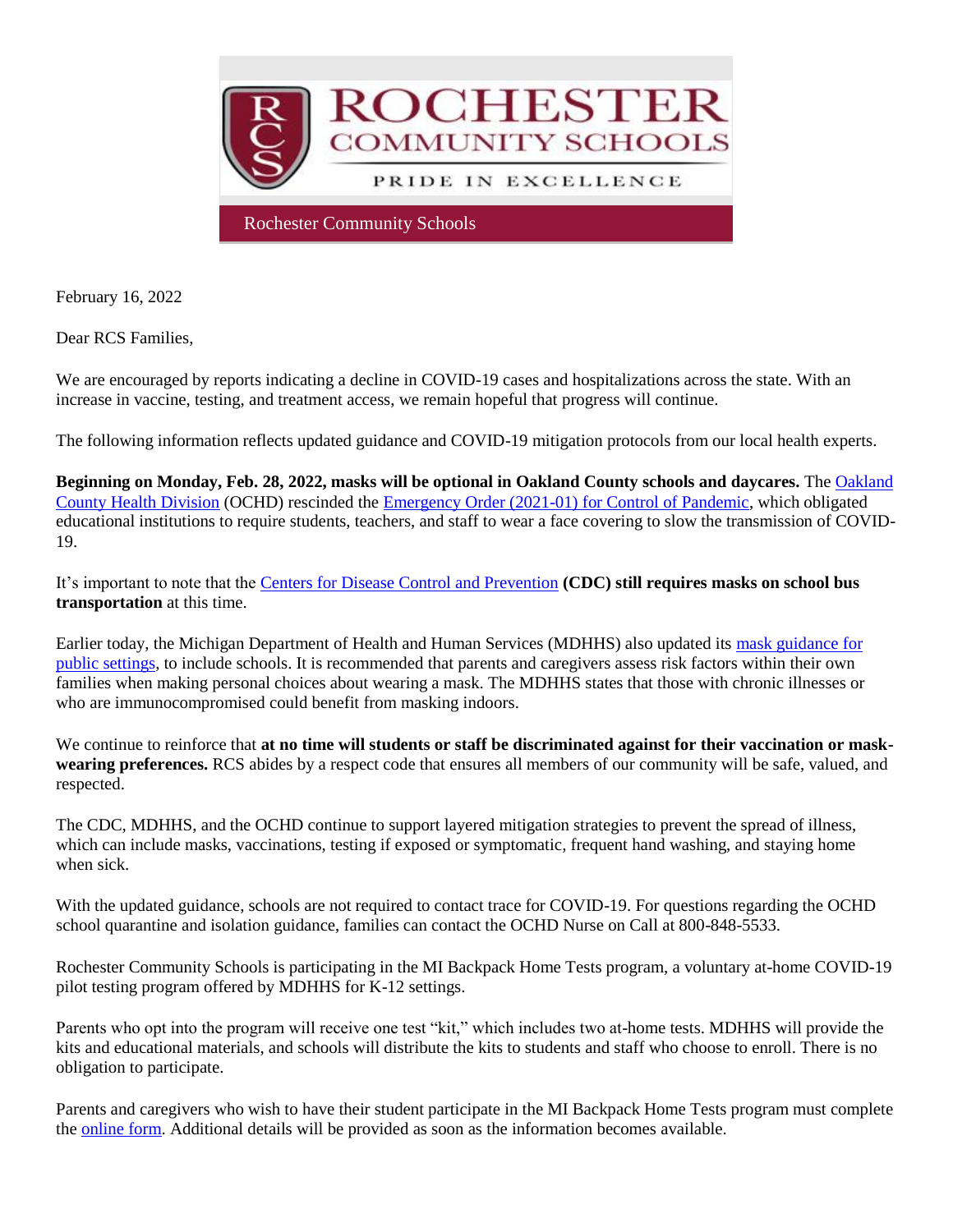ROCHESTER COMMUNITY SCHOOLS

PRIDE IN EXCELLENCE

Rochester Community Schools

February 16, 2022

Dear RCS Families,

We are encouraged by reports indicating a decline in COVID-19 cases and hospitalizations across the state. With an increase in vaccine, testing, and treatment access, we remain hopeful that progress will continue.

The following information reflects updated guidance and COVID-19 mitigation protocols from our local health experts.

**Beginning on Monday, Feb. 28, 2022, masks will be optional in Oakland County schools and daycares.** The Oakland County Health Division (OCHD) rescinded the Emergency Order (2021-01) for Control of Pandemic, which obligated educational institutions to require students, teachers, and staff to wear a face covering to slow the transmission of COVID-19.

It's important to note that the Centers for Disease Control and Prevention **(CDC) still requires masks on school bus transportation** at this time.

Earlier today, the Michigan Department of Health and Human Services (MDHHS) also updated its mask guidance for public settings, to include schools. It is recommended that parents and caregivers assess risk factors within their own families when making personal choices about wearing a mask. The MDHHS states that those with chronic illnesses or who are immunocompromised could benefit from masking indoors.

We continue to reinforce that **at no time will students or staff be discriminated against for their vaccination or mask-wearing preferences.** RCS abides by a respect code that ensures all members of our community will be safe, valued, and respected.

The CDC, MDHHS, and the OCHD continue to support layered mitigation strategies to prevent the spread of illness, which can include masks, vaccinations, testing if exposed or symptomatic, frequent hand washing, and staying home when sick.

With the updated guidance, schools are not required to contact trace for COVID-19. For questions regarding the OCHD school quarantine and isolation guidance, families can contact the OCHD Nurse on Call at 800-848-5533.

Rochester Community Schools is participating in the MI Backpack Home Tests program, a voluntary at-home COVID-19 pilot testing program offered by MDHHS for K-12 settings.

Parents who opt into the program will receive one test "kit," which includes two at-home tests. MDHHS will provide the kits and educational materials, and schools will distribute the kits to students and staff who choose to enroll. There is no obligation to participate.

Parents and caregivers who wish to have their student participate in the MI Backpack Home Tests program must complete the online form. Additional details will be provided as soon as the information becomes available.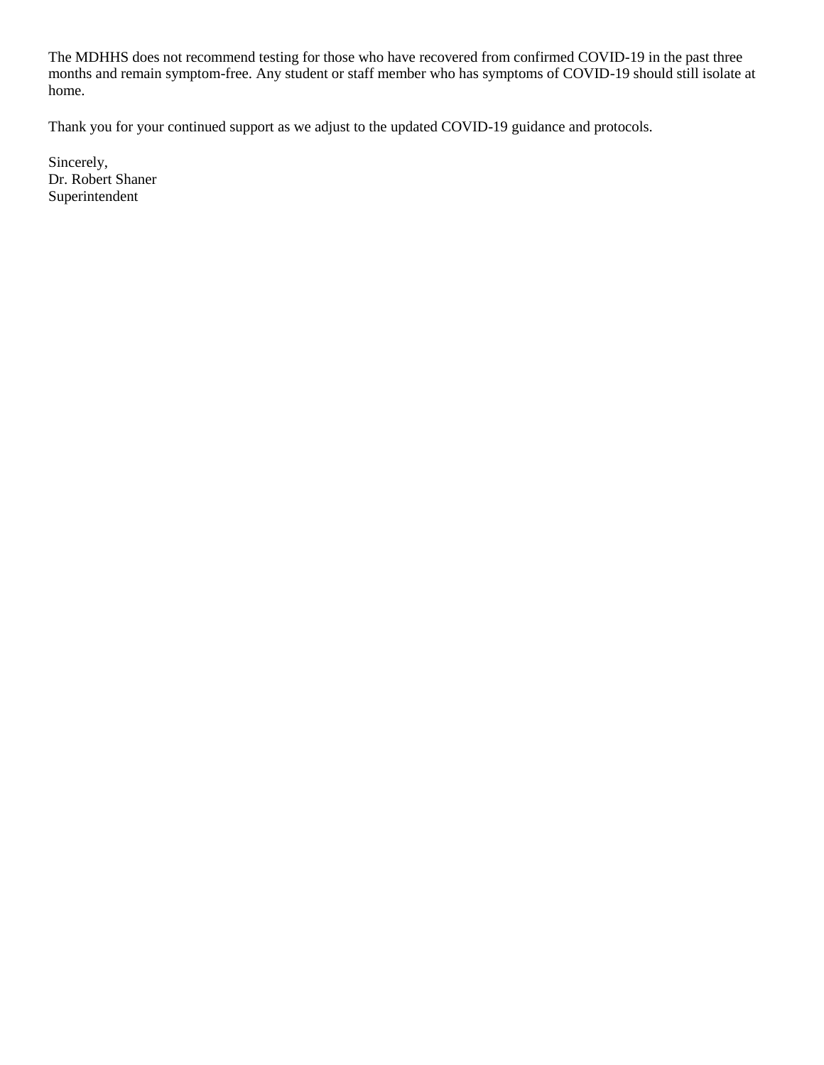The MDHHS does not recommend testing for those who have recovered from confirmed COVID-19 in the past three months and remain symptom-free. Any student or staff member who has symptoms of COVID-19 should still isolate at home.

Thank you for your continued support as we adjust to the updated COVID-19 guidance and protocols.

Sincerely,  
Dr. Robert Shaner  
Superintendent